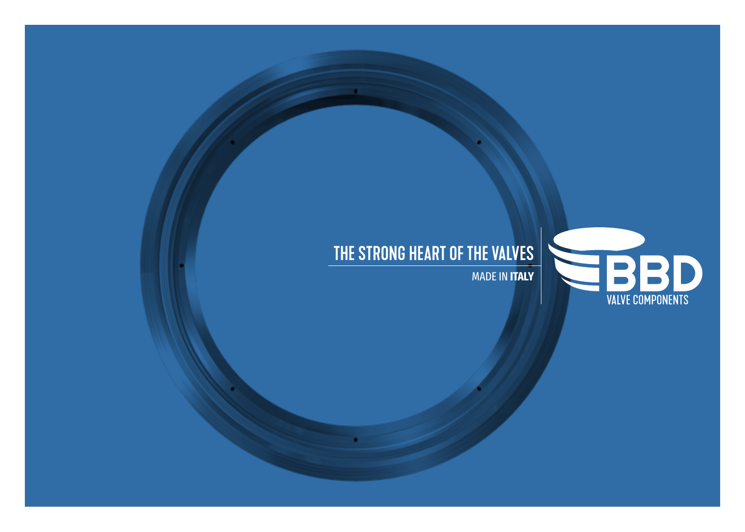# THE STRONG HEART OF THE VALVES

MADE IN **ITALY**

BBD

VALVE COMPONENTS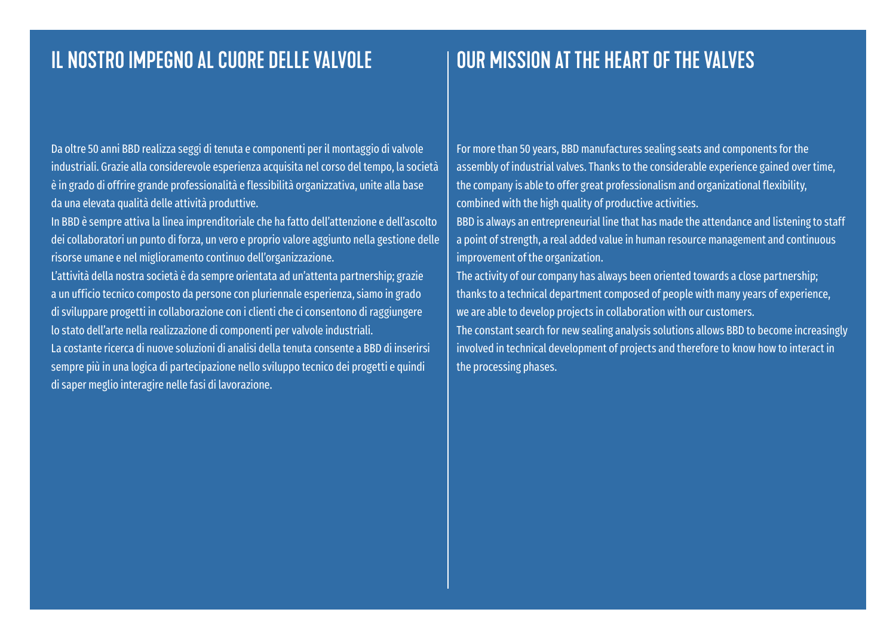## IL NOSTRO IMPEGNO AL CUORE DELLE VALVOLE

Da oltre 50 anni BBD realizza seggi di tenuta e componenti per il montaggio di valvole industriali. Grazie alla considerevole esperienza acquisita nel corso del tempo, la società è in grado di offrire grande professionalità e flessibilità organizzativa, unite alla base da una elevata qualità delle attività produttive.

In BBD è sempre attiva la linea imprenditoriale che ha fatto dell'attenzione e dell'ascolto dei collaboratori un punto di forza, un vero e proprio valore aggiunto nella gestione delle risorse umane e nel miglioramento continuo dell'organizzazione.

L'attività della nostra società è da sempre orientata ad un'attenta partnership; grazie a un ufficio tecnico composto da persone con pluriennale esperienza, siamo in grado di sviluppare progetti in collaborazione con i clienti che ci consentono di raggiungere lo stato dell'arte nella realizzazione di componenti per valvole industriali.

La costante ricerca di nuove soluzioni di analisi della tenuta consente a BBD di inserirsi sempre più in una logica di partecipazione nello sviluppo tecnico dei progetti e quindi di saper meglio interagire nelle fasi di lavorazione.

## OUR MISSION AT THE HEART OF THE VALVES

For more than 50 years, BBD manufactures sealing seats and components for the assembly of industrial valves. Thanks to the considerable experience gained over time, the company is able to offer great professionalism and organizational flexibility, combined with the high quality of productive activities.

BBD is always an entrepreneurial line that has made the attendance and listening to staff a point of strength, a real added value in human resource management and continuous improvement of the organization.

The activity of our company has always been oriented towards a close partnership; thanks to a technical department composed of people with many years of experience, we are able to develop projects in collaboration with our customers.

The constant search for new sealing analysis solutions allows BBD to become increasingly involved in technical development of projects and therefore to know how to interact in the processing phases.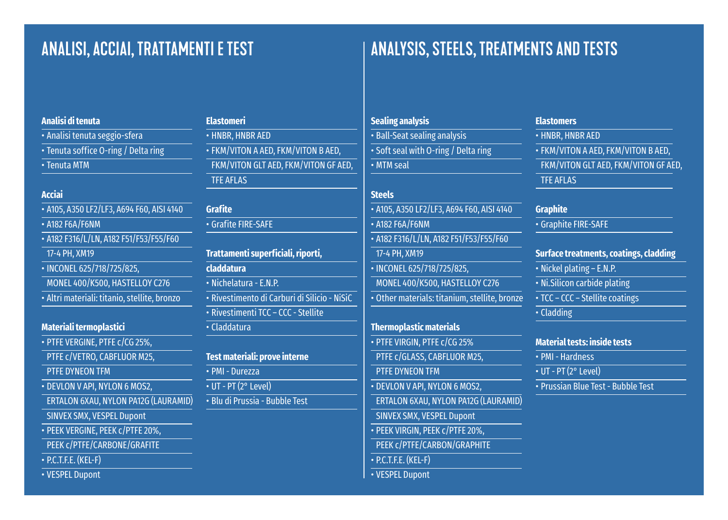# ANALISI, ACCIAI, TRATTAMENTI E TEST

### Analisi di tenuta

- Analisi tenuta seggio-sfera
- Tenuta soffice O-ring / Delta ring
- Tenuta MTM

### Acciai

- A105, A350 LF2/LF3, A694 F60, AISI 4140
- A182 F6A/F6NM
- A182 F316/L/LN, A182 F51/F53/F55/F60 17-4 PH, XM19
- INCONEL 625/718/725/825, MONEL 400/K500, HASTELLOY C276
- Altri materiali: titanio, stellite, bronzo

### Materiali termoplastici

- PTFE VERGINE, PTFE c/CG 25%, PTFE c/VETRO, CABFLUOR M25, PTFE DYNEON TFM
- DEVLON V API, NYLON 6 MOS2, ERTALON 6XAU, NYLON PA12G (LAURAMID) SINVEX SMX, VESPEL Dupont
- PEEK VERGINE, PEEK c/PTFE 20%, PEEK c/PTFE/CARBONE/GRAFITE
- P.C.T.F.E. (KEL-F)
- VESPEL Dupont

### Elastomeri

- HNBR, HNBR AED
- FKM/VITON A AED, FKM/VITON B AED, FKM/VITON GLT AED, FKM/VITON GF AED, TFE AFLAS

### Grafite

- Grafite FIRE-SAFE

### Trattamenti superficiali, riporti, claddatura

- Nichelatura - E.N.P.
- Rivestimento di Carburi di Silicio - NiSiC
- Rivestimenti TCC – CCC - Stellite
- Claddatura

### Test materiali: prove interne

- PMI - Durezza
- UT - PT (2° Level)
- Blu di Prussia - Bubble Test

# ANALYSIS, STEELS, TREATMENTS AND TESTS

### Sealing analysis

- Ball-Seat sealing analysis
- Soft seal with O-ring / Delta ring
- MTM seal

### Steels

- A105, A350 LF2/LF3, A694 F60, AISI 4140
- A182 F6A/F6NM
- A182 F316/L/LN, A182 F51/F53/F55/F60 17-4 PH, XM19
- INCONEL 625/718/725/825, MONEL 400/K500, HASTELLOY C276
- Other materials: titanium, stellite, bronze

### Thermoplastic materials

- PTFE VIRGIN, PTFE c/CG 25% PTFE c/GLASS, CABFLUOR M25, PTFE DYNEON TFM
- DEVLON V API, NYLON 6 MOS2, ERTALON 6XAU, NYLON PA12G (LAURAMID) SINVEX SMX, VESPEL Dupont
- PEEK VIRGIN, PEEK c/PTFE 20%, PEEK c/PTFE/CARBON/GRAPHITE
- P.C.T.F.E. (KEL-F)
- VESPEL Dupont

### Elastomers

- HNBR, HNBR AED
- FKM/VITON A AED, FKM/VITON B AED, FKM/VITON GLT AED, FKM/VITON GF AED, TFE AFLAS

### Graphite

- Graphite FIRE-SAFE

### Surface treatments, coatings, cladding

- Nickel plating – E.N.P.
- Ni.Silicon carbide plating
- TCC – CCC – Stellite coatings
- Cladding

### Material tests: inside tests

- PMI - Hardness
- UT - PT (2° Level)
- Prussian Blue Test - Bubble Test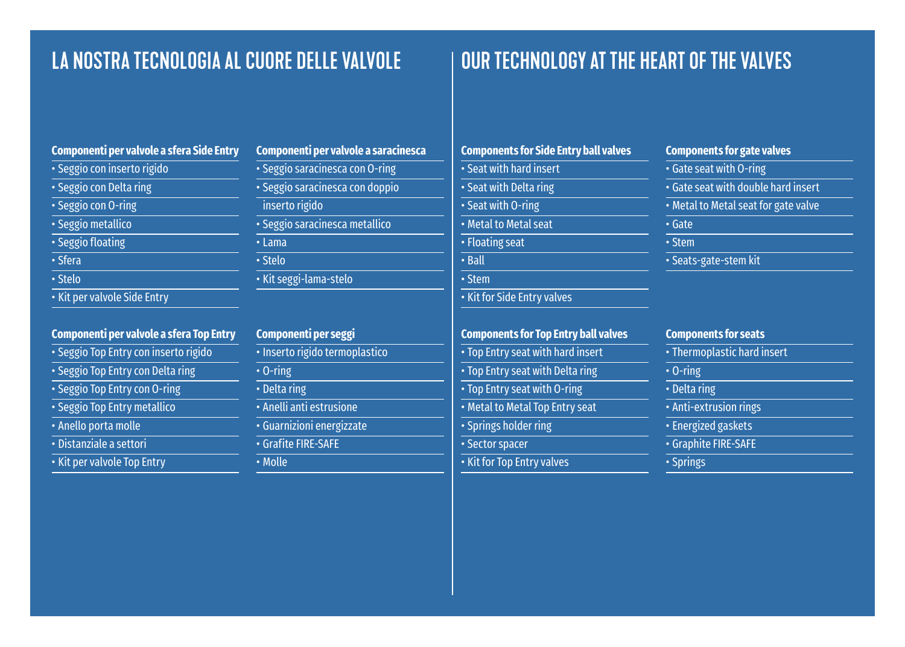# LA NOSTRA TECNOLOGIA AL CUORE DELLE VALVOLE

### Componenti per valvole a sfera Side Entry

- Seggio con inserto rigido
- Seggio con Delta ring
- Seggio con O-ring
- Seggio metallico
- Seggio floating
- Sfera
- Stelo
- Kit per valvole Side Entry

### Componenti per valvole a saracinesca

- Seggio saracinesca con O-ring
- Seggio saracinesca con doppio inserto rigido
- Seggio saracinesca metallico
- Lama
- Stelo
- Kit seggi-lama-stelo

### Componenti per valvole a sfera Top Entry

- Seggio Top Entry con inserto rigido
- Seggio Top Entry con Delta ring
- Seggio Top Entry con O-ring
- Seggio Top Entry metallico
- Anello porta molle
- Distanziale a settori
- Kit per valvole Top Entry

### Componenti per seggi

- Inserto rigido termoplastico
- O-ring
- Delta ring
- Anelli anti estrusione
- Guarnizioni energizzate
- Grafite FIRE-SAFE
- Molle

# OUR TECHNOLOGY AT THE HEART OF THE VALVES

### Components for Side Entry ball valves

- Seat with hard insert
- Seat with Delta ring
- Seat with O-ring
- Metal to Metal seat
- Floating seat
- Ball
- Stem
- Kit for Side Entry valves

### Components for gate valves

- Gate seat with O-ring
- Gate seat with double hard insert
- Metal to Metal seat for gate valve
- Gate
- Stem
- Seats-gate-stem kit

### Components for Top Entry ball valves

- Top Entry seat with hard insert
- Top Entry seat with Delta ring
- Top Entry seat with O-ring
- Metal to Metal Top Entry seat
- Springs holder ring
- Sector spacer
- Kit for Top Entry valves

### Components for seats

- Thermoplastic hard insert
- O-ring
- Delta ring
- Anti-extrusion rings
- Energized gaskets
- Graphite FIRE-SAFE
- Springs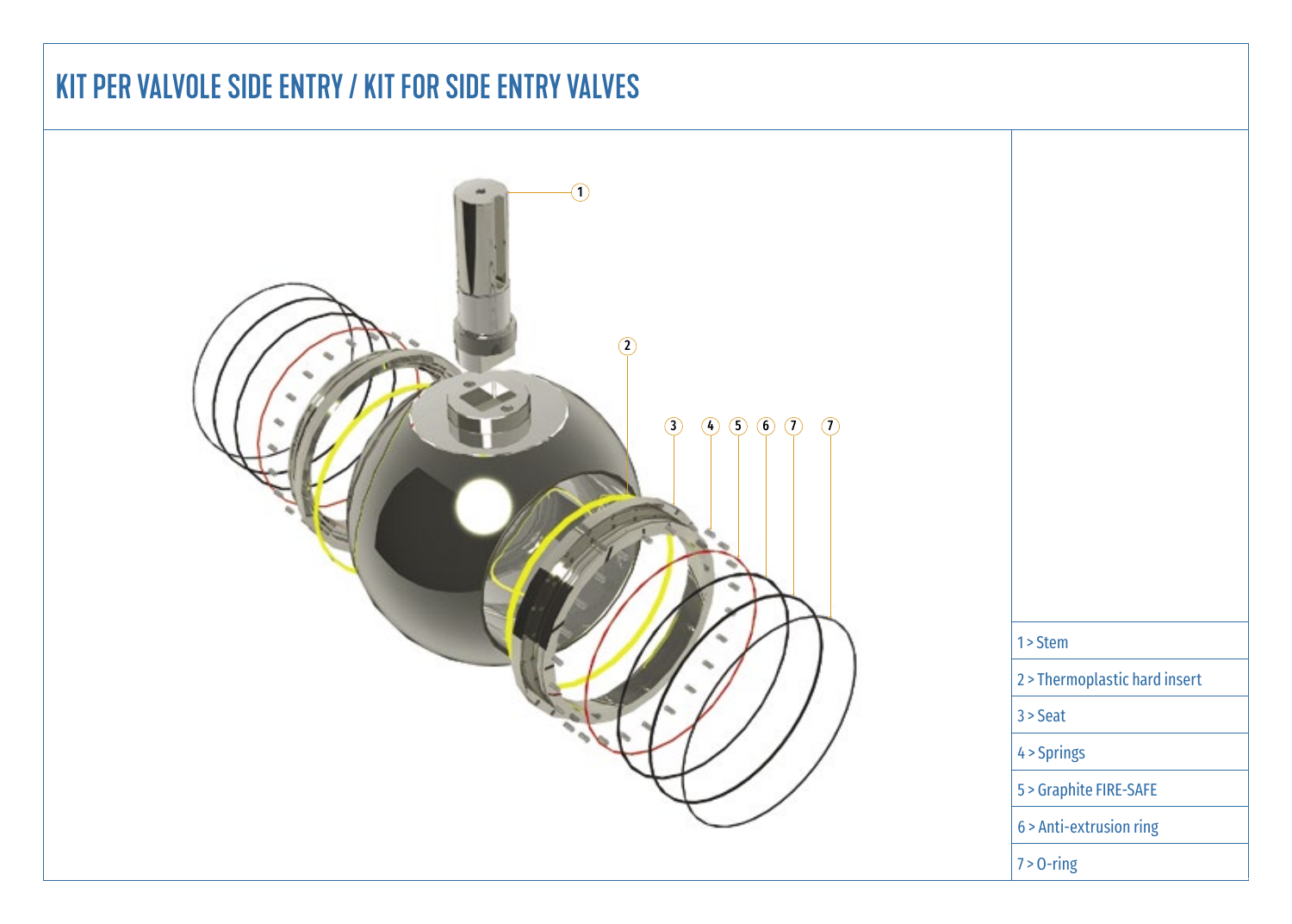# KIT PER VALVOLE SIDE ENTRY / KIT FOR SIDE ENTRY VALVES

1 > Stem

2 > Thermoplastic hard insert

3 > Seat

4 > Springs

5 > Graphite FIRE-SAFE

6 > Anti-extrusion ring

7 > O-ring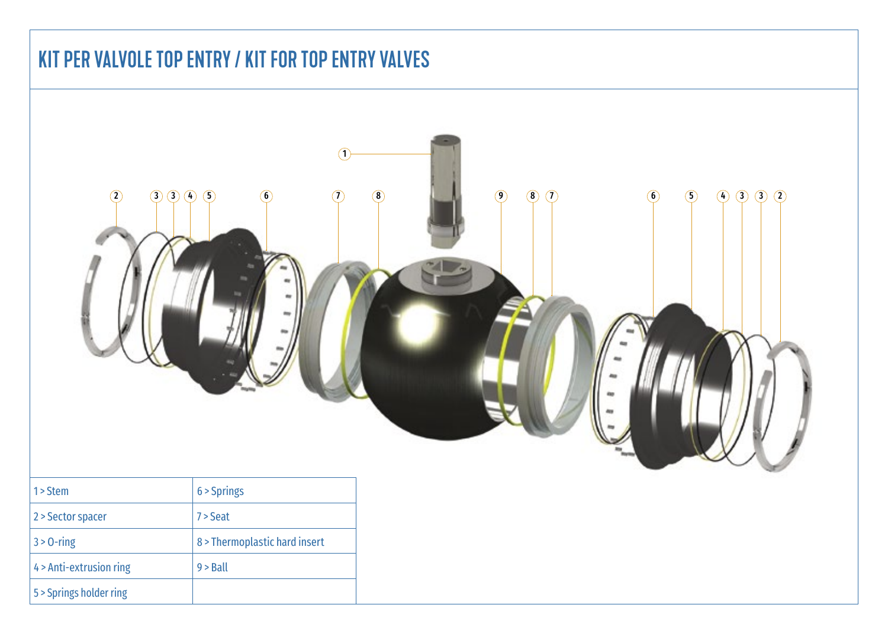# KIT PER VALVOLE TOP ENTRY / KIT FOR TOP ENTRY VALVES

| 1 > Stem | 6 > Springs |
|---|---|
| 2 > Sector spacer | 7 > Seat |
| 3 > O-ring | 8 > Thermoplastic hard insert |
| 4 > Anti-extrusion ring | 9 > Ball |
| 5 > Springs holder ring | |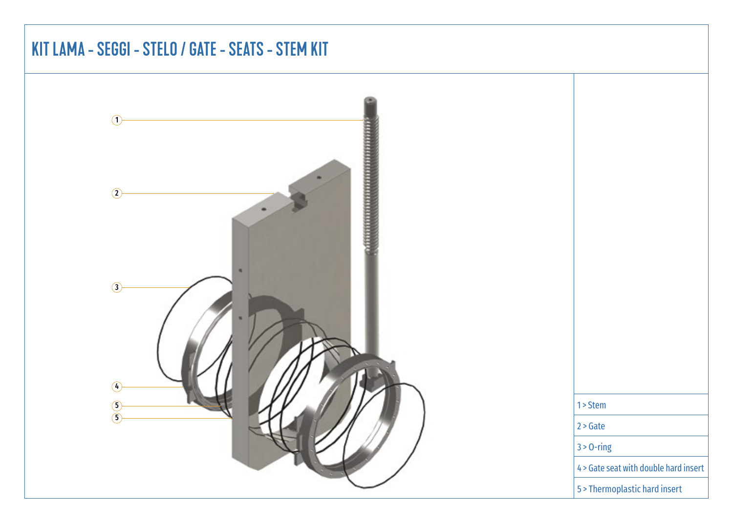# KIT LAMA - SEGGI - STELO / GATE - SEATS - STEM KIT

1 > Stem

2 > Gate

3 > O-ring

4 > Gate seat with double hard insert

5 > Thermoplastic hard insert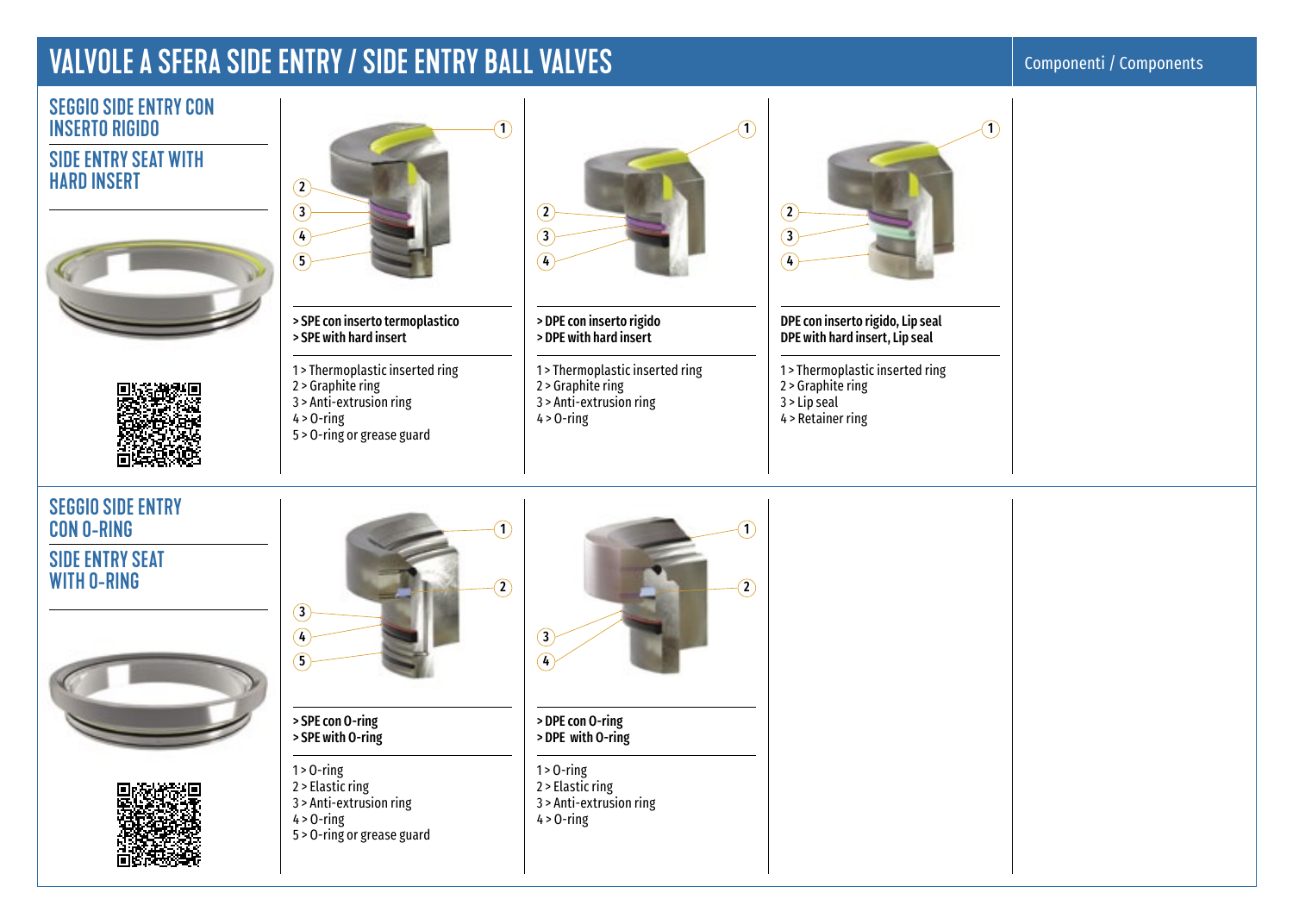# VALVOLE A SFERA SIDE ENTRY / SIDE ENTRY BALL VALVES

Componenti / Components

## SEGGIO SIDE ENTRY CON INSERTO RIGIDO

## SIDE ENTRY SEAT WITH HARD INSERT

**> SPE con inserto termoplastico**
**> SPE with hard insert**

1 > Thermoplastic inserted ring
2 > Graphite ring
3 > Anti-extrusion ring
4 > O-ring
5 > O-ring or grease guard

**> DPE con inserto rigido**
**> DPE with hard insert**

1 > Thermoplastic inserted ring
2 > Graphite ring
3 > Anti-extrusion ring
4 > O-ring

**DPE con inserto rigido, Lip seal**
**DPE with hard insert, Lip seal**

1 > Thermoplastic inserted ring
2 > Graphite ring
3 > Lip seal
4 > Retainer ring

## SEGGIO SIDE ENTRY CON O-RING

## SIDE ENTRY SEAT WITH O-RING

**> SPE con O-ring**
**> SPE with O-ring**

1 > O-ring
2 > Elastic ring
3 > Anti-extrusion ring
4 > O-ring
5 > O-ring or grease guard

**> DPE con O-ring**
**> DPE with O-ring**

1 > O-ring
2 > Elastic ring
3 > Anti-extrusion ring
4 > O-ring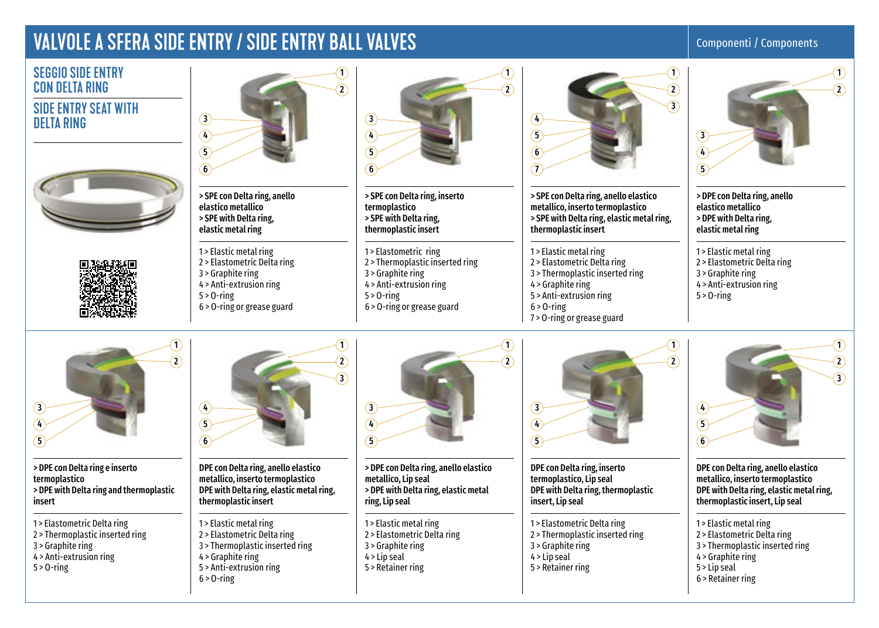# VALVOLE A SFERA SIDE ENTRY / SIDE ENTRY BALL VALVES

Componenti / Components

## SEGGIO SIDE ENTRY CON DELTA RING

## SIDE ENTRY SEAT WITH DELTA RING

**> SPE con Delta ring, anello elastico metallico**
**> SPE with Delta ring, elastic metal ring**

1 > Elastic metal ring
2 > Elastomeric Delta ring
3 > Graphite ring
4 > Anti-extrusion ring
5 > O-ring
6 > O-ring or grease guard

**> SPE con Delta ring, inserto termoplastico**
**> SPE with Delta ring, thermoplastic insert**

1 > Elastometric ring
2 > Thermoplastic inserted ring
3 > Graphite ring
4 > Anti-extrusion ring
5 > O-ring
6 > O-ring or grease guard

**> SPE con Delta ring, anello elastico metallico, inserto termoplastico**
**> SPE with Delta ring, elastic metal ring, thermoplastic insert**

1 > Elastic metal ring
2 > Elastomeric Delta ring
3 > Thermoplastic inserted ring
4 > Graphite ring
5 > Anti-extrusion ring
6 > O-ring
7 > O-ring or grease guard

**> DPE con Delta ring, anello elastico metallico**
**> DPE with Delta ring, elastic metal ring**

1 > Elastic metal ring
2 > Elastomeric Delta ring
3 > Graphite ring
4 > Anti-extrusion ring
5 > O-ring

**> DPE con Delta ring e inserto termoplastico**
**> DPE with Delta ring and thermoplastic insert**

1 > Elastometric Delta ring
2 > Thermoplastic inserted ring
3 > Graphite ring
4 > Anti-extrusion ring
5 > O-ring

**DPE con Delta ring, anello elastico metallico, inserto termoplastico**
**DPE with Delta ring, elastic metal ring, thermoplastic insert**

1 > Elastic metal ring
2 > Elastomeric Delta ring
3 > Thermoplastic inserted ring
4 > Graphite ring
5 > Anti-extrusion ring
6 > O-ring

**> DPE con Delta ring, anello elastico metallico, Lip seal**
**> DPE with Delta ring, elastic metal ring, Lip seal**

1 > Elastic metal ring
2 > Elastomeric Delta ring
3 > Graphite ring
4 > Lip seal
5 > Retainer ring

**DPE con Delta ring, inserto termoplastico, Lip seal**
**DPE with Delta ring, thermoplastic insert, Lip seal**

1 > Elastometric Delta ring
2 > Thermoplastic inserted ring
3 > Graphite ring
4 > Lip seal
5 > Retainer ring

**DPE con Delta ring, anello elastico metallico, inserto termoplastico**
**DPE with Delta ring, elastic metal ring, thermoplastic insert, Lip seal**

1 > Elastic metal ring
2 > Elastomeric Delta ring
3 > Thermoplastic inserted ring
4 > Graphite ring
5 > Lip seal
6 > Retainer ring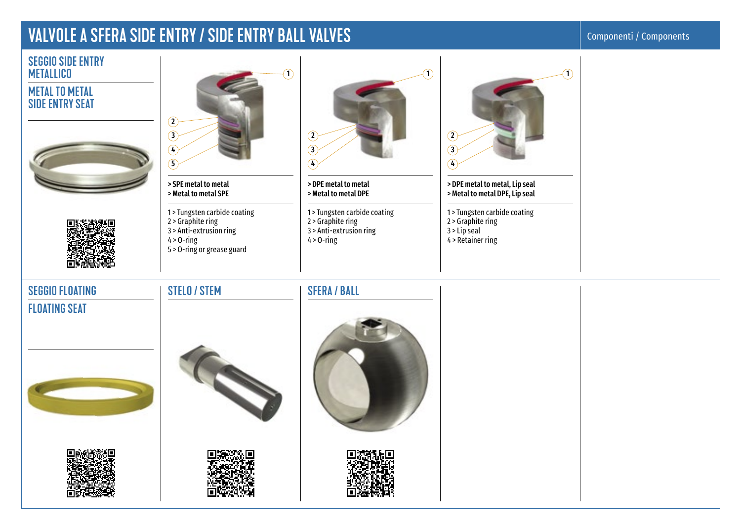# VALVOLE A SFERA SIDE ENTRY / SIDE ENTRY BALL VALVES

Componenti / Components

## SEGGIO SIDE ENTRY METALLICO

## METAL TO METAL SIDE ENTRY SEAT

**> SPE metal to metal**
**> Metal to metal SPE**

1 > Tungsten carbide coating
2 > Graphite ring
3 > Anti-extrusion ring
4 > O-ring
5 > O-ring or grease guard

**> DPE metal to metal**
**> Metal to metal DPE**

1 > Tungsten carbide coating
2 > Graphite ring
3 > Anti-extrusion ring
4 > O-ring

**> DPE metal to metal, Lip seal**
**> Metal to metal DPE, Lip seal**

1 > Tungsten carbide coating
2 > Graphite ring
3 > Lip seal
4 > Retainer ring

## SEGGIO FLOATING

## FLOATING SEAT

## STELO / STEM

## SFERA / BALL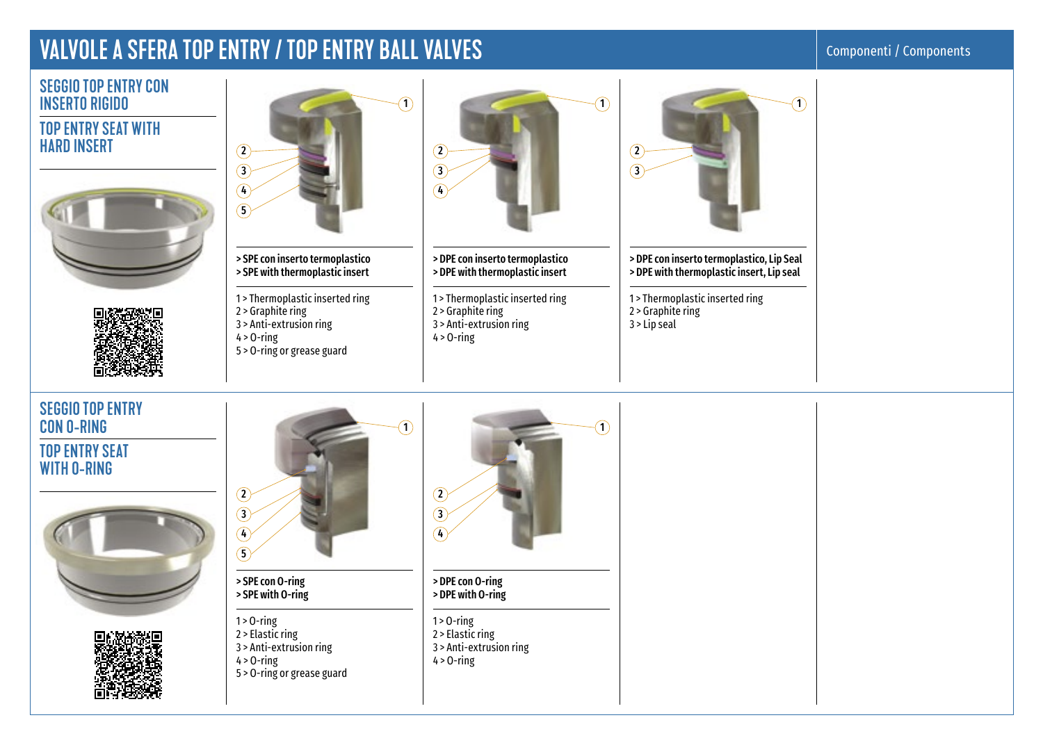# VALVOLE A SFERA TOP ENTRY / TOP ENTRY BALL VALVES

Componenti / Components

## SEGGIO TOP ENTRY CON INSERTO RIGIDO

## TOP ENTRY SEAT WITH HARD INSERT

**> SPE con inserto termoplastico**
**> SPE with thermoplastic insert**

1 > Thermoplastic inserted ring
2 > Graphite ring
3 > Anti-extrusion ring
4 > O-ring
5 > O-ring or grease guard

**> DPE con inserto termoplastico**
**> DPE with thermoplastic insert**

1 > Thermoplastic inserted ring
2 > Graphite ring
3 > Anti-extrusion ring
4 > O-ring

**> DPE con inserto termoplastico, Lip Seal**
**> DPE with thermoplastic insert, Lip seal**

1 > Thermoplastic inserted ring
2 > Graphite ring
3 > Lip seal

## SEGGIO TOP ENTRY CON O-RING

## TOP ENTRY SEAT WITH O-RING

**> SPE con O-ring**
**> SPE with O-ring**

1 > O-ring
2 > Elastic ring
3 > Anti-extrusion ring
4 > O-ring
5 > O-ring or grease guard

**> DPE con O-ring**
**> DPE with O-ring**

1 > O-ring
2 > Elastic ring
3 > Anti-extrusion ring
4 > O-ring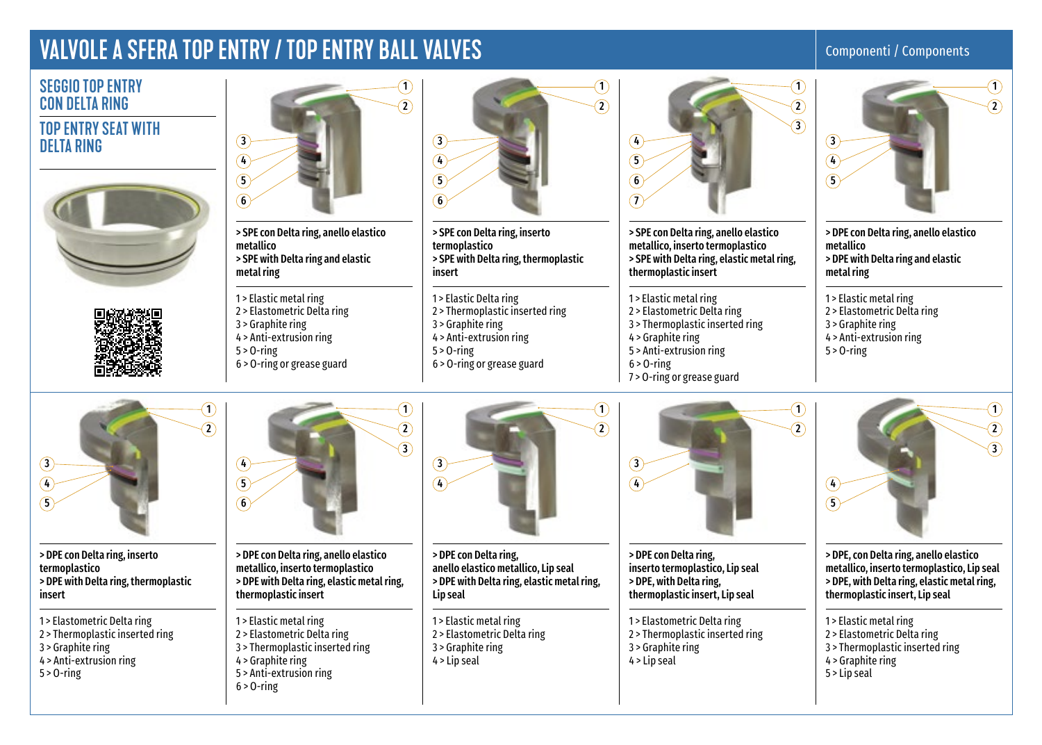# VALVOLE A SFERA TOP ENTRY / TOP ENTRY BALL VALVES

Componenti / Components

## SEGGIO TOP ENTRY CON DELTA RING

## TOP ENTRY SEAT WITH DELTA RING

**> SPE con Delta ring, anello elastico metallico**
**> SPE with Delta ring and elastic metal ring**

1 > Elastic metal ring
2 > Elastomeric Delta ring
3 > Graphite ring
4 > Anti-extrusion ring
5 > O-ring
6 > O-ring or grease guard

**> SPE con Delta ring, inserto termoplastico**
**> SPE with Delta ring, thermoplastic insert**

1 > Elastic Delta ring
2 > Thermoplastic inserted ring
3 > Graphite ring
4 > Anti-extrusion ring
5 > O-ring
6 > O-ring or grease guard

**> SPE con Delta ring, anello elastico metallico, inserto termoplastico**
**> SPE with Delta ring, elastic metal ring, thermoplastic insert**

1 > Elastic metal ring
2 > Elastomeric Delta ring
3 > Thermoplastic inserted ring
4 > Graphite ring
5 > Anti-extrusion ring
6 > O-ring
7 > O-ring or grease guard

**> DPE con Delta ring, anello elastico metallico**
**> DPE with Delta ring and elastic metal ring**

1 > Elastic metal ring
2 > Elastomeric Delta ring
3 > Graphite ring
4 > Anti-extrusion ring
5 > O-ring

**> DPE con Delta ring, inserto termoplastico**
**> DPE with Delta ring, thermoplastic insert**

1 > Elastometric Delta ring
2 > Thermoplastic inserted ring
3 > Graphite ring
4 > Anti-extrusion ring
5 > O-ring

**> DPE con Delta ring, anello elastico metallico, inserto termoplastico**
**> DPE with Delta ring, elastic metal ring, thermoplastic insert**

1 > Elastic metal ring
2 > Elastomeric Delta ring
3 > Thermoplastic inserted ring
4 > Graphite ring
5 > Anti-extrusion ring
6 > O-ring

**> DPE con Delta ring, anello elastico metallico, Lip seal**
**> DPE with Delta ring, elastic metal ring, Lip seal**

1 > Elastic metal ring
2 > Elastomeric Delta ring
3 > Graphite ring
4 > Lip seal

**> DPE con Delta ring, inserto termoplastico, Lip seal**
**> DPE, with Delta ring, thermoplastic insert, Lip seal**

1 > Elastomeric Delta ring
2 > Thermoplastic inserted ring
3 > Graphite ring
4 > Lip seal

**> DPE, con Delta ring, anello elastico metallico, inserto termoplastico, Lip seal**
**> DPE, with Delta ring, elastic metal ring, thermoplastic insert, Lip seal**

1 > Elastic metal ring
2 > Elastomeric Delta ring
3 > Thermoplastic inserted ring
4 > Graphite ring
5 > Lip seal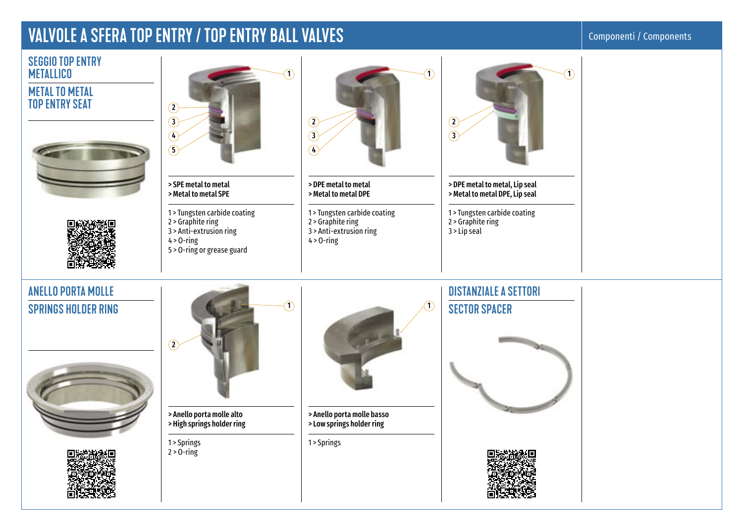# VALVOLE A SFERA TOP ENTRY / TOP ENTRY BALL VALVES

Componenti / Components

## SEGGIO TOP ENTRY METALLICO

## METAL TO METAL TOP ENTRY SEAT

**> SPE metal to metal**
**> Metal to metal SPE**

1 > Tungsten carbide coating
2 > Graphite ring
3 > Anti-extrusion ring
4 > O-ring
5 > O-ring or grease guard

**> DPE metal to metal**
**> Metal to metal DPE**

1 > Tungsten carbide coating
2 > Graphite ring
3 > Anti-extrusion ring
4 > O-ring

**> DPE metal to metal, Lip seal**
**> Metal to metal DPE, Lip seal**

1 > Tungsten carbide coating
2 > Graphite ring
3 > Lip seal

## ANELLO PORTA MOLLE

## SPRINGS HOLDER RING

**> Anello porta molle alto**
**> High springs holder ring**

1 > Springs
2 > O-ring

**> Anello porta molle basso**
**> Low springs holder ring**

1 > Springs

## DISTANZIALE A SETTORI

## SECTOR SPACER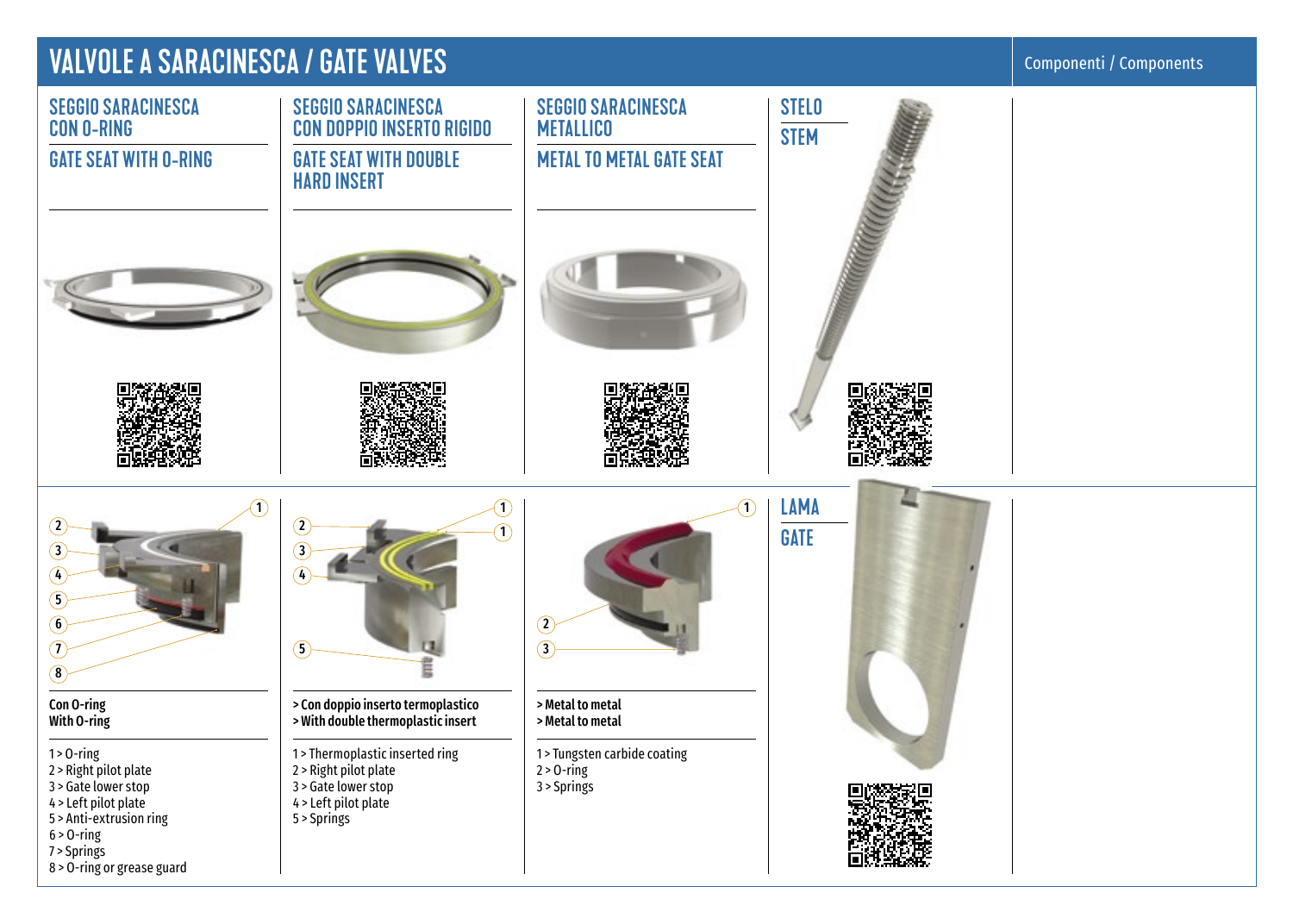# VALVOLE A SARACINESCA / GATE VALVES

Componenti / Components

## SEGGIO SARACINESCA CON O-RING

## GATE SEAT WITH O-RING

**Con O-ring**
**With O-ring**

1 > O-ring
2 > Right pilot plate
3 > Gate lower stop
4 > Left pilot plate
5 > Anti-extrusion ring
6 > O-ring
7 > Springs
8 > O-ring or grease guard

## SEGGIO SARACINESCA CON DOPPIO INSERTO RIGIDO

## GATE SEAT WITH DOUBLE HARD INSERT

**> Con doppio inserto termoplastico**
**> With double thermoplastic insert**

1 > Thermoplastic inserted ring
2 > Right pilot plate
3 > Gate lower stop
4 > Left pilot plate
5 > Springs

## SEGGIO SARACINESCA METALLICO

## METAL TO METAL GATE SEAT

**> Metal to metal**
**> Metal to metal**

1 > Tungsten carbide coating
2 > O-ring
3 > Springs

## STELO

## STEM

## LAMA

## GATE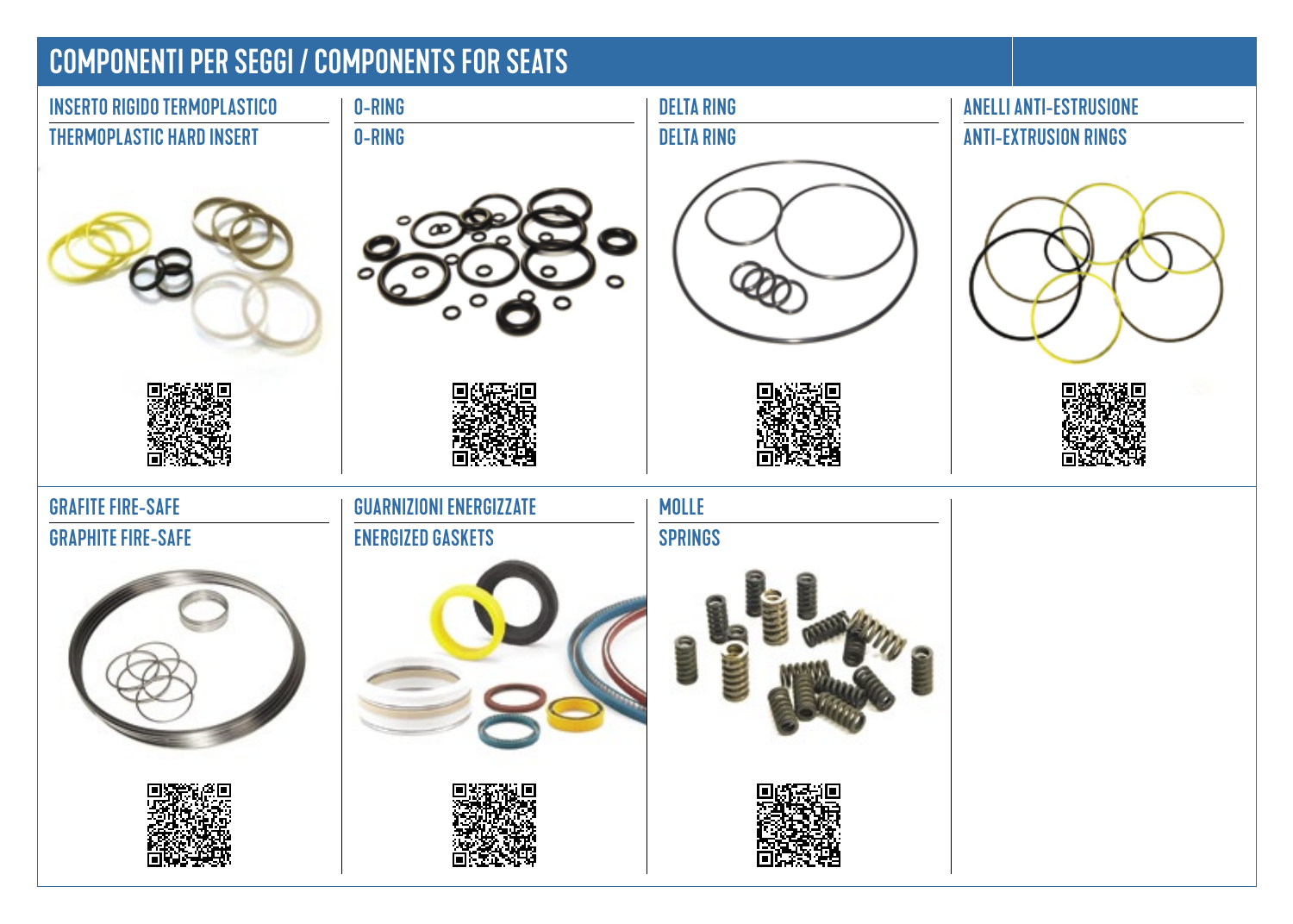# COMPONENTI PER SEGGI / COMPONENTS FOR SEATS

### INSERTO RIGIDO TERMOPLASTICO
### THERMOPLASTIC HARD INSERT

### O-RING
### O-RING

### DELTA RING
### DELTA RING

### ANELLI ANTI-ESTRUSIONE
### ANTI-EXTRUSION RINGS

### GRAFITE FIRE-SAFE
### GRAPHITE FIRE-SAFE

### GUARNIZIONI ENERGIZZATE
### ENERGIZED GASKETS

### MOLLE
### SPRINGS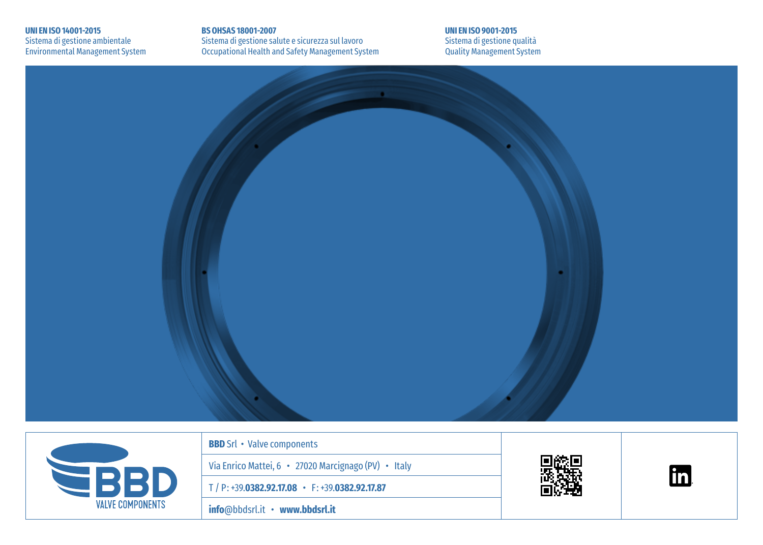**UNI EN ISO 14001-2015**
Sistema di gestione ambientale
Environmental Management System

**BS OHSAS 18001-2007**
Sistema di gestione salute e sicurezza sul lavoro
Occupational Health and Safety Management System

**UNI EN ISO 9001-2015**
Sistema di gestione qualità
Quality Management System

BBD
VALVE COMPONENTS

**BBD** Srl • Valve components

Via Enrico Mattei, 6 • 27020 Marcignago (PV) • Italy

T / P: +39.**0382.92.17.08** • F: +39.**0382.92.17.87**

**info**@bbdsrl.it • **www.bbdsrl.it**